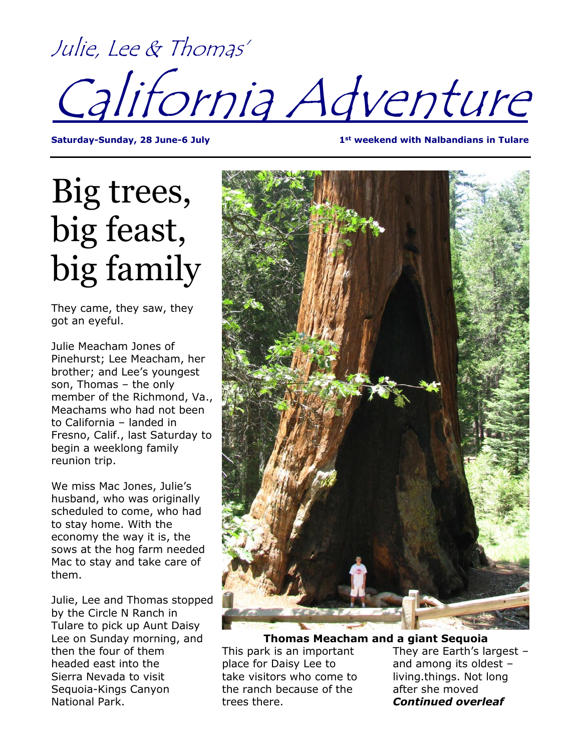Julie, Lee & Thomas'

# California Adventure

**Saturday-Sunday, 28 June-6 July** **1st weekend with Nalbandians in Tulare**

# Big trees, big feast, big family

They came, they saw, they got an eyeful.

Julie Meacham Jones of Pinehurst; Lee Meacham, her brother; and Lee's youngest son, Thomas – the only member of the Richmond, Va., Meachams who had not been to California – landed in Fresno, Calif., last Saturday to begin a weeklong family reunion trip.

We miss Mac Jones, Julie's husband, who was originally scheduled to come, who had to stay home. With the economy the way it is, the sows at the hog farm needed Mac to stay and take care of them.

Julie, Lee and Thomas stopped by the Circle N Ranch in Tulare to pick up Aunt Daisy Lee on Sunday morning, and then the four of them headed east into the Sierra Nevada to visit Sequoia-Kings Canyon National Park.

**Thomas Meacham and a giant Sequoia**

This park is an important place for Daisy Lee to take visitors who come to the ranch because of the trees there.

They are Earth's largest – and among its oldest – living.things. Not long after she moved

***Continued overleaf***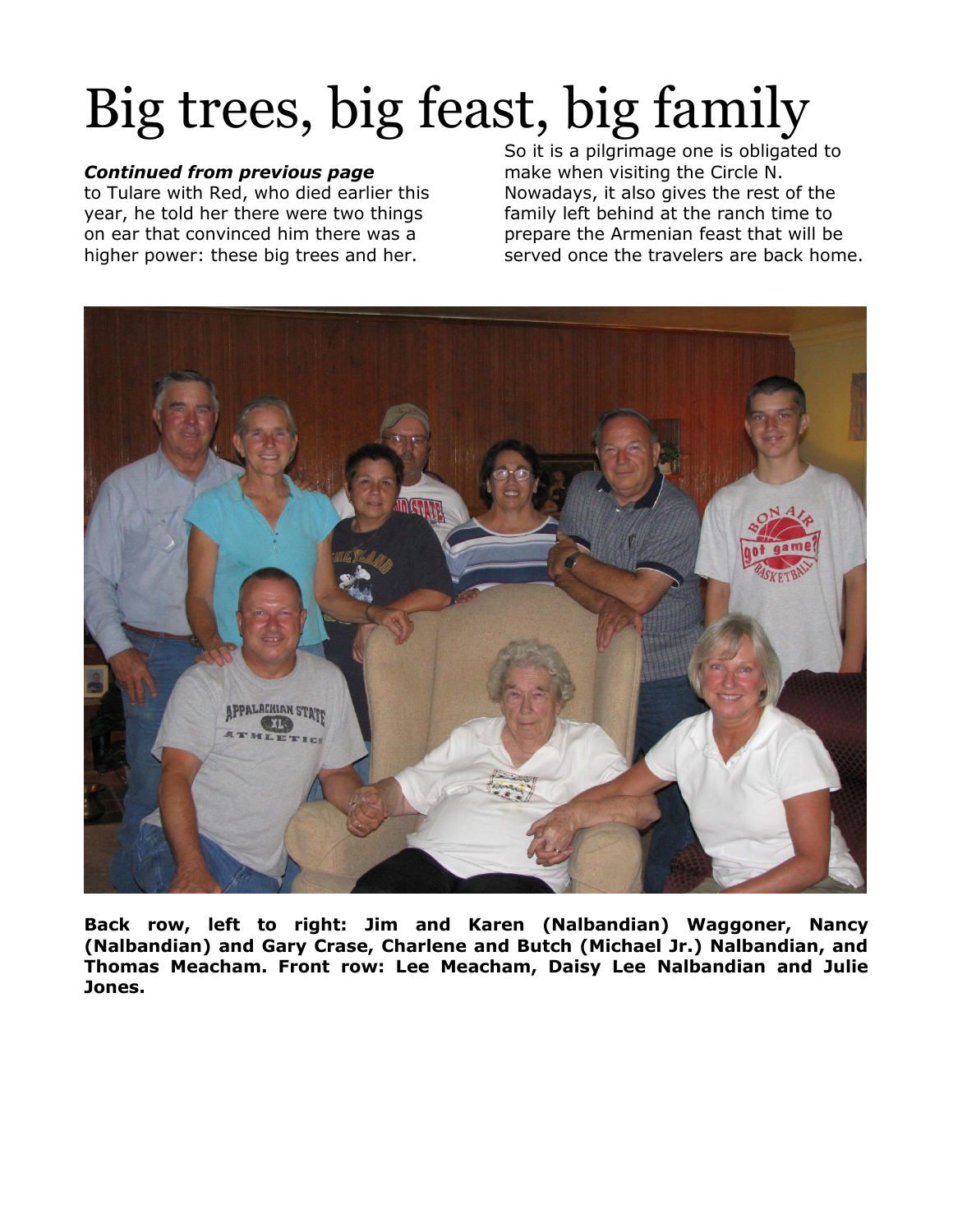# Big trees, big feast, big family

***Continued from previous page***

to Tulare with Red, who died earlier this year, he told her there were two things on ear that convinced him there was a higher power: these big trees and her.

So it is a pilgrimage one is obligated to make when visiting the Circle N. Nowadays, it also gives the rest of the family left behind at the ranch time to prepare the Armenian feast that will be served once the travelers are back home.

**Back row, left to right: Jim and Karen (Nalbandian) Waggoner, Nancy (Nalbandian) and Gary Crase, Charlene and Butch (Michael Jr.) Nalbandian, and Thomas Meacham. Front row: Lee Meacham, Daisy Lee Nalbandian and Julie Jones.**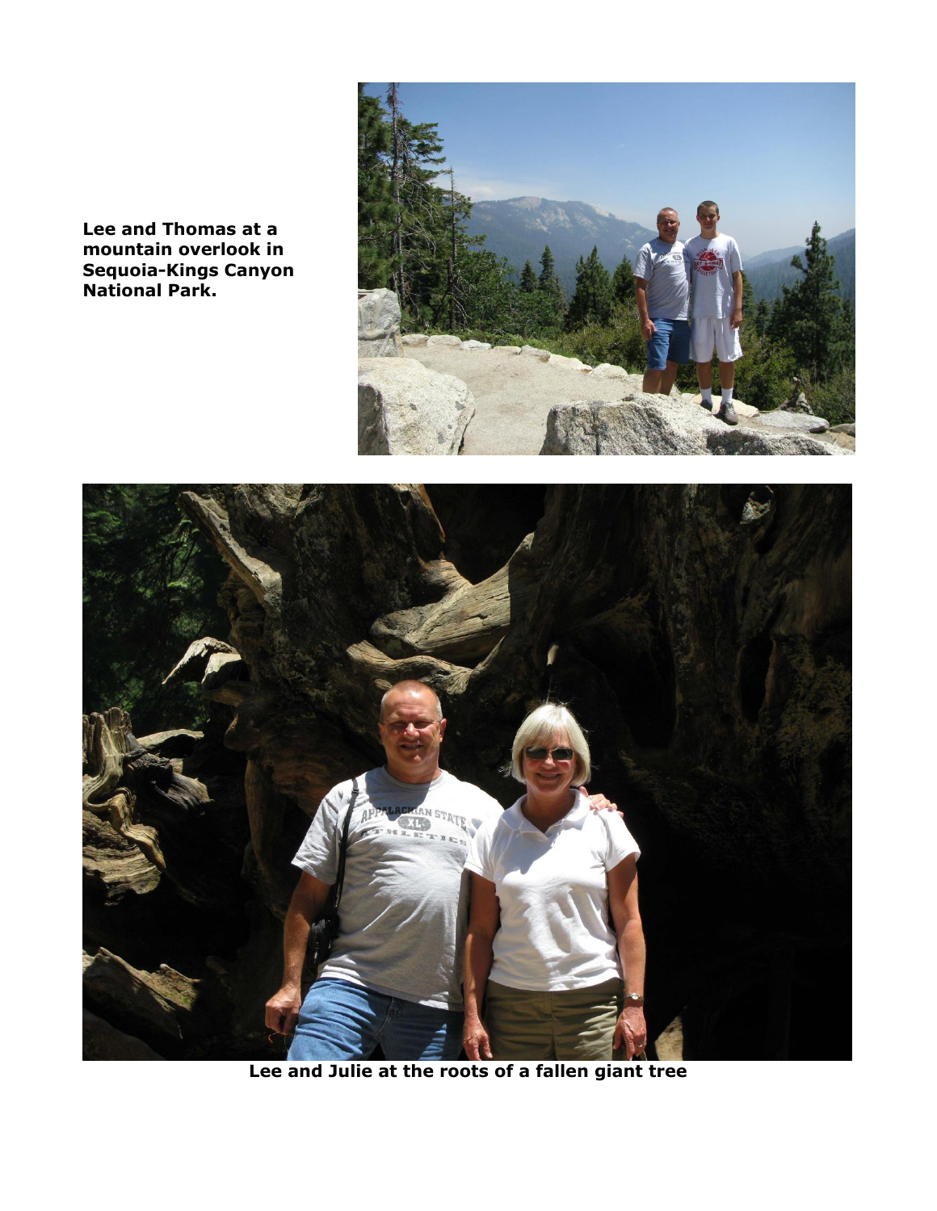**Lee and Thomas at a mountain overlook in Sequoia-Kings Canyon National Park.**

**Lee and Julie at the roots of a fallen giant tree**